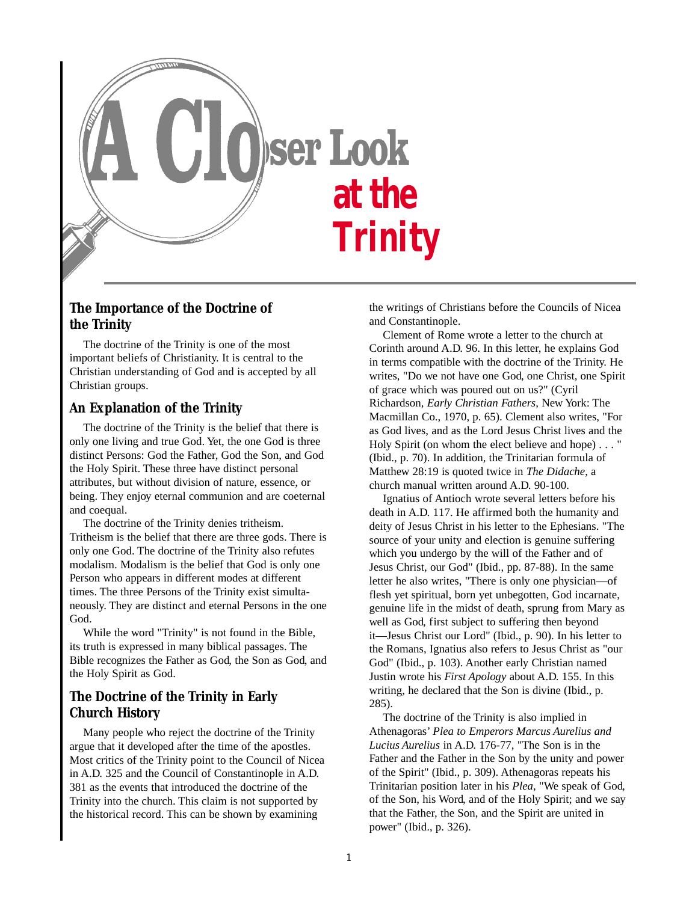# A Closer Look at the Trinity

## The Importance of the Doctrine of the Trinity

The doctrine of the Trinity is one of the most important beliefs of Christianity. It is central to the Christian understanding of God and is accepted by all Christian groups.

## An Explanation of the Trinity

The doctrine of the Trinity is the belief that there is only one living and true God. Yet, the one God is three distinct Persons: God the Father, God the Son, and God the Holy Spirit. These three have distinct personal attributes, but without division of nature, essence, or being. They enjoy eternal communion and are coeternal and coequal.

The doctrine of the Trinity denies tritheism. Tritheism is the belief that there are three gods. There is only one God. The doctrine of the Trinity also refutes modalism. Modalism is the belief that God is only one Person who appears in different modes at different times. The three Persons of the Trinity exist simultaneously. They are distinct and eternal Persons in the one God.

While the word "Trinity" is not found in the Bible, its truth is expressed in many biblical passages. The Bible recognizes the Father as God, the Son as God, and the Holy Spirit as God.

## The Doctrine of the Trinity in Early Church History

Many people who reject the doctrine of the Trinity argue that it developed after the time of the apostles. Most critics of the Trinity point to the Council of Nicea in A.D. 325 and the Council of Constantinople in A.D. 381 as the events that introduced the doctrine of the Trinity into the church. This claim is not supported by the historical record. This can be shown by examining the writings of Christians before the Councils of Nicea and Constantinople.

Clement of Rome wrote a letter to the church at Corinth around A.D. 96. In this letter, he explains God in terms compatible with the doctrine of the Trinity. He writes, "Do we not have one God, one Christ, one Spirit of grace which was poured out on us?" (Cyril Richardson, *Early Christian Fathers*, New York: The Macmillan Co., 1970, p. 65). Clement also writes, "For as God lives, and as the Lord Jesus Christ lives and the Holy Spirit (on whom the elect believe and hope) . . . " (Ibid., p. 70). In addition, the Trinitarian formula of Matthew 28:19 is quoted twice in *The Didache*, a church manual written around A.D. 90-100.

Ignatius of Antioch wrote several letters before his death in A.D. 117. He affirmed both the humanity and deity of Jesus Christ in his letter to the Ephesians. "The source of your unity and election is genuine suffering which you undergo by the will of the Father and of Jesus Christ, our God" (Ibid., pp. 87-88). In the same letter he also writes, "There is only one physician—of flesh yet spiritual, born yet unbegotten, God incarnate, genuine life in the midst of death, sprung from Mary as well as God, first subject to suffering then beyond it—Jesus Christ our Lord" (Ibid., p. 90). In his letter to the Romans, Ignatius also refers to Jesus Christ as "our God" (Ibid., p. 103). Another early Christian named Justin wrote his *First Apology* about A.D. 155. In this writing, he declared that the Son is divine (Ibid., p. 285).

The doctrine of the Trinity is also implied in Athenagoras' *Plea to Emperors Marcus Aurelius and Lucius Aurelius* in A.D. 176-77, "The Son is in the Father and the Father in the Son by the unity and power of the Spirit" (Ibid., p. 309). Athenagoras repeats his Trinitarian position later in his *Plea*, "We speak of God, of the Son, his Word, and of the Holy Spirit; and we say that the Father, the Son, and the Spirit are united in power" (Ibid., p. 326).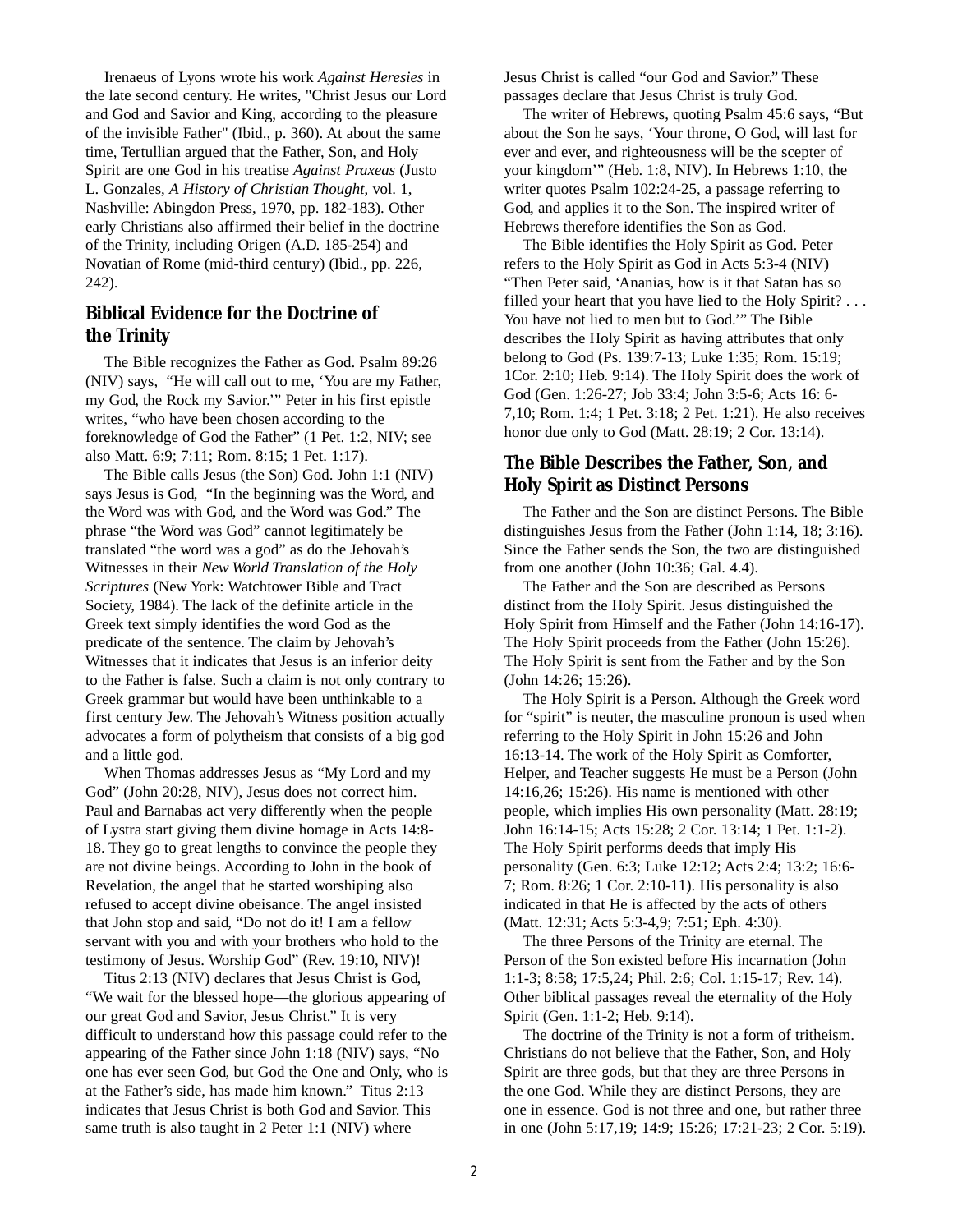Irenaeus of Lyons wrote his work *Against Heresies* in the late second century. He writes, "Christ Jesus our Lord and God and Savior and King, according to the pleasure of the invisible Father" (Ibid., p. 360). At about the same time, Tertullian argued that the Father, Son, and Holy Spirit are one God in his treatise *Against Praxeas* (Justo L. Gonzales, *A History of Christian Thought*, vol. 1, Nashville: Abingdon Press, 1970, pp. 182-183). Other early Christians also affirmed their belief in the doctrine of the Trinity, including Origen (A.D. 185-254) and Novatian of Rome (mid-third century) (Ibid., pp. 226, 242).

## Biblical Evidence for the Doctrine of the Trinity

The Bible recognizes the Father as God. Psalm 89:26 (NIV) says, "He will call out to me, 'You are my Father, my God, the Rock my Savior.'" Peter in his first epistle writes, "who have been chosen according to the foreknowledge of God the Father" (1 Pet. 1:2, NIV; see also Matt. 6:9; 7:11; Rom. 8:15; 1 Pet. 1:17).

The Bible calls Jesus (the Son) God. John 1:1 (NIV) says Jesus is God, "In the beginning was the Word, and the Word was with God, and the Word was God." The phrase "the Word was God" cannot legitimately be translated "the word was a god" as do the Jehovah's Witnesses in their *New World Translation of the Holy Scriptures* (New York: Watchtower Bible and Tract Society, 1984). The lack of the definite article in the Greek text simply identifies the word God as the predicate of the sentence. The claim by Jehovah's Witnesses that it indicates that Jesus is an inferior deity to the Father is false. Such a claim is not only contrary to Greek grammar but would have been unthinkable to a first century Jew. The Jehovah's Witness position actually advocates a form of polytheism that consists of a big god and a little god.

When Thomas addresses Jesus as "My Lord and my God" (John 20:28, NIV), Jesus does not correct him. Paul and Barnabas act very differently when the people of Lystra start giving them divine homage in Acts 14:8-18. They go to great lengths to convince the people they are not divine beings. According to John in the book of Revelation, the angel that he started worshiping also refused to accept divine obeisance. The angel insisted that John stop and said, "Do not do it! I am a fellow servant with you and with your brothers who hold to the testimony of Jesus. Worship God" (Rev. 19:10, NIV)!

Titus 2:13 (NIV) declares that Jesus Christ is God, "We wait for the blessed hope—the glorious appearing of our great God and Savior, Jesus Christ." It is very difficult to understand how this passage could refer to the appearing of the Father since John 1:18 (NIV) says, "No one has ever seen God, but God the One and Only, who is at the Father's side, has made him known." Titus 2:13 indicates that Jesus Christ is both God and Savior. This same truth is also taught in 2 Peter 1:1 (NIV) where Jesus Christ is called "our God and Savior." These passages declare that Jesus Christ is truly God.

The writer of Hebrews, quoting Psalm 45:6 says, "But about the Son he says, 'Your throne, O God, will last for ever and ever, and righteousness will be the scepter of your kingdom'" (Heb. 1:8, NIV). In Hebrews 1:10, the writer quotes Psalm 102:24-25, a passage referring to God, and applies it to the Son. The inspired writer of Hebrews therefore identifies the Son as God.

The Bible identifies the Holy Spirit as God. Peter refers to the Holy Spirit as God in Acts 5:3-4 (NIV) "Then Peter said, 'Ananias, how is it that Satan has so filled your heart that you have lied to the Holy Spirit? . . . You have not lied to men but to God.'" The Bible describes the Holy Spirit as having attributes that only belong to God (Ps. 139:7-13; Luke 1:35; Rom. 15:19; 1Cor. 2:10; Heb. 9:14). The Holy Spirit does the work of God (Gen. 1:26-27; Job 33:4; John 3:5-6; Acts 16: 6-7,10; Rom. 1:4; 1 Pet. 3:18; 2 Pet. 1:21). He also receives honor due only to God (Matt. 28:19; 2 Cor. 13:14).

## The Bible Describes the Father, Son, and Holy Spirit as Distinct Persons

The Father and the Son are distinct Persons. The Bible distinguishes Jesus from the Father (John 1:14, 18; 3:16). Since the Father sends the Son, the two are distinguished from one another (John 10:36; Gal. 4.4).

The Father and the Son are described as Persons distinct from the Holy Spirit. Jesus distinguished the Holy Spirit from Himself and the Father (John 14:16-17). The Holy Spirit proceeds from the Father (John 15:26). The Holy Spirit is sent from the Father and by the Son (John 14:26; 15:26).

The Holy Spirit is a Person. Although the Greek word for "spirit" is neuter, the masculine pronoun is used when referring to the Holy Spirit in John 15:26 and John 16:13-14. The work of the Holy Spirit as Comforter, Helper, and Teacher suggests He must be a Person (John 14:16,26; 15:26). His name is mentioned with other people, which implies His own personality (Matt. 28:19; John 16:14-15; Acts 15:28; 2 Cor. 13:14; 1 Pet. 1:1-2). The Holy Spirit performs deeds that imply His personality (Gen. 6:3; Luke 12:12; Acts 2:4; 13:2; 16:6-7; Rom. 8:26; 1 Cor. 2:10-11). His personality is also indicated in that He is affected by the acts of others (Matt. 12:31; Acts 5:3-4,9; 7:51; Eph. 4:30).

The three Persons of the Trinity are eternal. The Person of the Son existed before His incarnation (John 1:1-3; 8:58; 17:5,24; Phil. 2:6; Col. 1:15-17; Rev. 14). Other biblical passages reveal the eternality of the Holy Spirit (Gen. 1:1-2; Heb. 9:14).

The doctrine of the Trinity is not a form of tritheism. Christians do not believe that the Father, Son, and Holy Spirit are three gods, but that they are three Persons in the one God. While they are distinct Persons, they are one in essence. God is not three and one, but rather three in one (John 5:17,19; 14:9; 15:26; 17:21-23; 2 Cor. 5:19).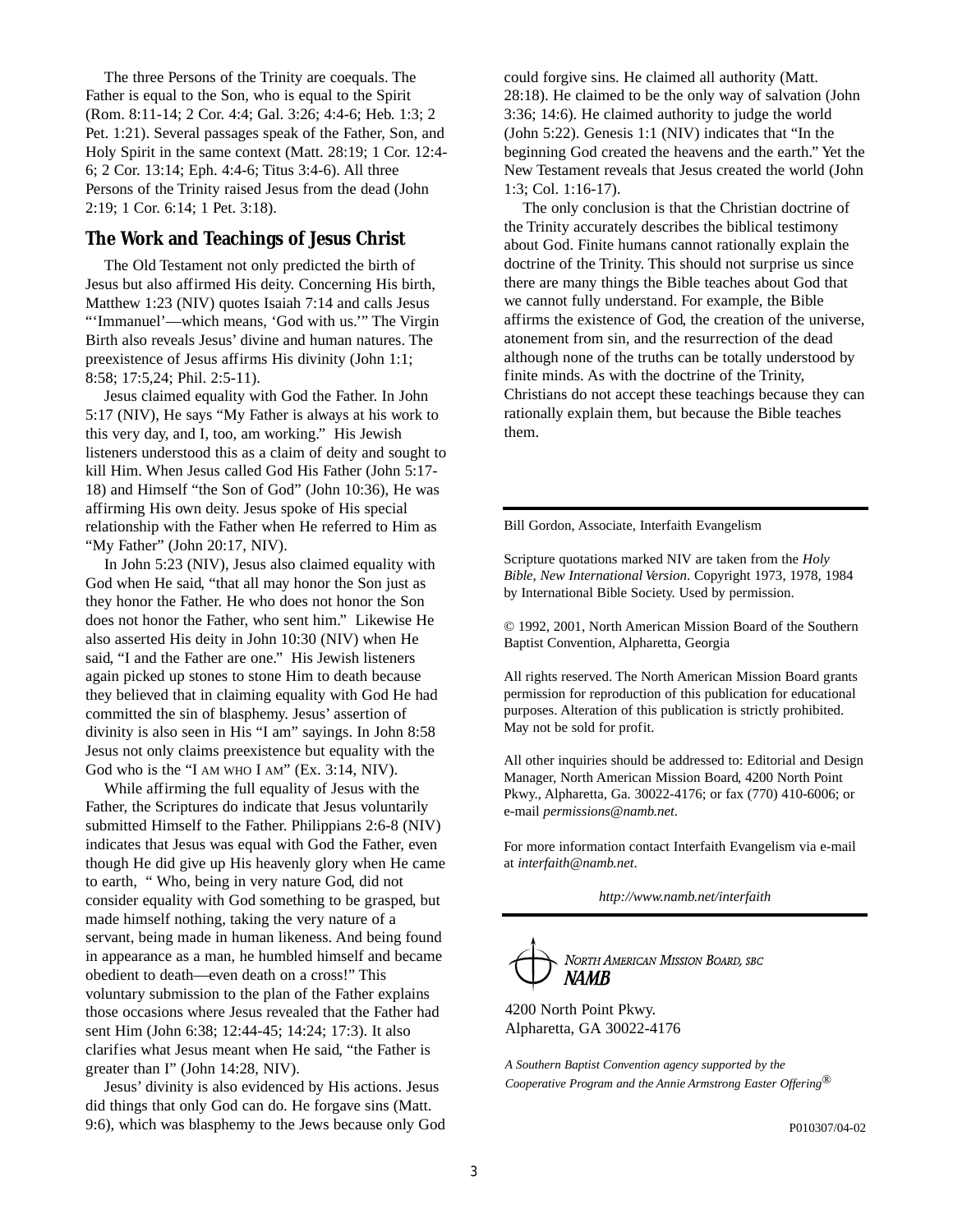The three Persons of the Trinity are coequals. The Father is equal to the Son, who is equal to the Spirit (Rom. 8:11-14; 2 Cor. 4:4; Gal. 3:26; 4:4-6; Heb. 1:3; 2 Pet. 1:21). Several passages speak of the Father, Son, and Holy Spirit in the same context (Matt. 28:19; 1 Cor. 12:4-6; 2 Cor. 13:14; Eph. 4:4-6; Titus 3:4-6). All three Persons of the Trinity raised Jesus from the dead (John 2:19; 1 Cor. 6:14; 1 Pet. 3:18).

## The Work and Teachings of Jesus Christ

The Old Testament not only predicted the birth of Jesus but also affirmed His deity. Concerning His birth, Matthew 1:23 (NIV) quotes Isaiah 7:14 and calls Jesus "'Immanuel'—which means, 'God with us.'" The Virgin Birth also reveals Jesus' divine and human natures. The preexistence of Jesus affirms His divinity (John 1:1; 8:58; 17:5,24; Phil. 2:5-11).

Jesus claimed equality with God the Father. In John 5:17 (NIV), He says "My Father is always at his work to this very day, and I, too, am working." His Jewish listeners understood this as a claim of deity and sought to kill Him. When Jesus called God His Father (John 5:17-18) and Himself "the Son of God" (John 10:36), He was affirming His own deity. Jesus spoke of His special relationship with the Father when He referred to Him as "My Father" (John 20:17, NIV).

In John 5:23 (NIV), Jesus also claimed equality with God when He said, "that all may honor the Son just as they honor the Father. He who does not honor the Son does not honor the Father, who sent him." Likewise He also asserted His deity in John 10:30 (NIV) when He said, "I and the Father are one." His Jewish listeners again picked up stones to stone Him to death because they believed that in claiming equality with God He had committed the sin of blasphemy. Jesus' assertion of divinity is also seen in His "I am" sayings. In John 8:58 Jesus not only claims preexistence but equality with the God who is the "I AM WHO I AM" (Ex. 3:14, NIV).

While affirming the full equality of Jesus with the Father, the Scriptures do indicate that Jesus voluntarily submitted Himself to the Father. Philippians 2:6-8 (NIV) indicates that Jesus was equal with God the Father, even though He did give up His heavenly glory when He came to earth, " Who, being in very nature God, did not consider equality with God something to be grasped, but made himself nothing, taking the very nature of a servant, being made in human likeness. And being found in appearance as a man, he humbled himself and became obedient to death—even death on a cross!" This voluntary submission to the plan of the Father explains those occasions where Jesus revealed that the Father had sent Him (John 6:38; 12:44-45; 14:24; 17:3). It also clarifies what Jesus meant when He said, "the Father is greater than I" (John 14:28, NIV).

Jesus' divinity is also evidenced by His actions. Jesus did things that only God can do. He forgave sins (Matt. 9:6), which was blasphemy to the Jews because only God could forgive sins. He claimed all authority (Matt. 28:18). He claimed to be the only way of salvation (John 3:36; 14:6). He claimed authority to judge the world (John 5:22). Genesis 1:1 (NIV) indicates that "In the beginning God created the heavens and the earth." Yet the New Testament reveals that Jesus created the world (John 1:3; Col. 1:16-17).

The only conclusion is that the Christian doctrine of the Trinity accurately describes the biblical testimony about God. Finite humans cannot rationally explain the doctrine of the Trinity. This should not surprise us since there are many things the Bible teaches about God that we cannot fully understand. For example, the Bible affirms the existence of God, the creation of the universe, atonement from sin, and the resurrection of the dead although none of the truths can be totally understood by finite minds. As with the doctrine of the Trinity, Christians do not accept these teachings because they can rationally explain them, but because the Bible teaches them.

---

Bill Gordon, Associate, Interfaith Evangelism

Scripture quotations marked NIV are taken from the *Holy Bible, New International Version*. Copyright 1973, 1978, 1984 by International Bible Society. Used by permission.

© 1992, 2001, North American Mission Board of the Southern Baptist Convention, Alpharetta, Georgia

All rights reserved. The North American Mission Board grants permission for reproduction of this publication for educational purposes. Alteration of this publication is strictly prohibited. May not be sold for profit.

All other inquiries should be addressed to: Editorial and Design Manager, North American Mission Board, 4200 North Point Pkwy., Alpharetta, Ga. 30022-4176; or fax (770) 410-6006; or e-mail *permissions@namb.net*.

For more information contact Interfaith Evangelism via e-mail at *interfaith@namb.net*.

*http://www.namb.net/interfaith*

---

*North American Mission Board, SBC*
***NAMB***

4200 North Point Pkwy.
Alpharetta, GA 30022-4176

*A Southern Baptist Convention agency supported by the Cooperative Program and the Annie Armstrong Easter Offering®*

P010307/04-02